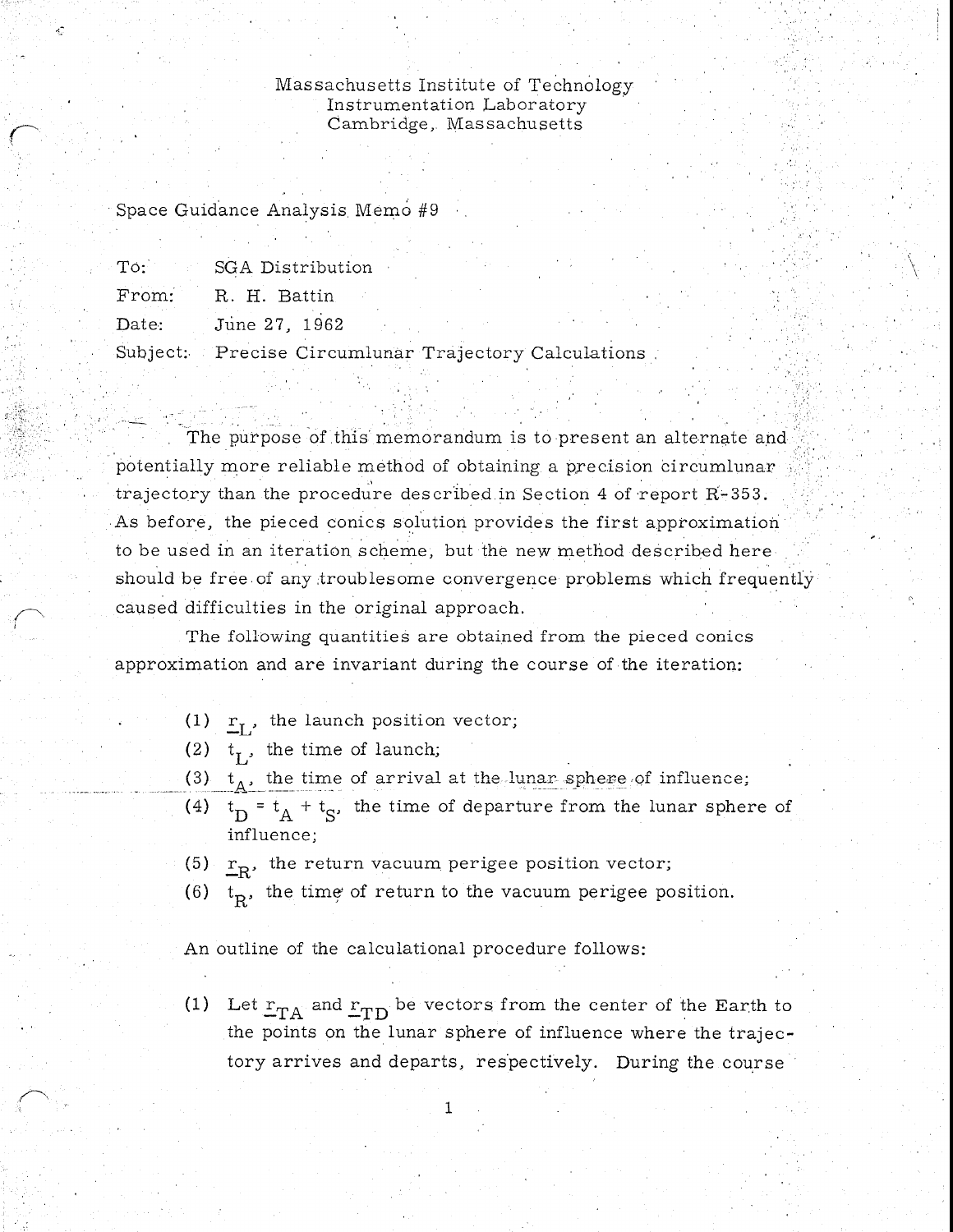Massachusetts Institute of Technology
Instrumentation Laboratory
Cambridge, Massachusetts

Space Guidance Analysis Memo #9

| | |
|---|---|
| To: | SGA Distribution |
| From: | R. H. Battin |
| Date: | June 27, 1962 |
| Subject: | Precise Circumlunar Trajectory Calculations |

The purpose of this memorandum is to present an alternate and potentially more reliable method of obtaining a precision circumlunar trajectory than the procedure described in Section 4 of report R-353. As before, the pieced conics solution provides the first approximation to be used in an iteration scheme, but the new method described here should be free of any troublesome convergence problems which frequently caused difficulties in the original approach.

The following quantities are obtained from the pieced conics approximation and are invariant during the course of the iteration:

(1) $\underline{r}_L$, the launch position vector;
(2) $t_L$, the time of launch;
(3) $t_A$, the time of arrival at the lunar sphere of influence;
(4) $t_D = t_A + t_S$, the time of departure from the lunar sphere of influence;
(5) $\underline{r}_R$, the return vacuum perigee position vector;
(6) $t_R$, the time of return to the vacuum perigee position.

An outline of the calculational procedure follows:

(1) Let $\underline{r}_{TA}$ and $\underline{r}_{TD}$ be vectors from the center of the Earth to the points on the lunar sphere of influence where the trajectory arrives and departs, respectively. During the course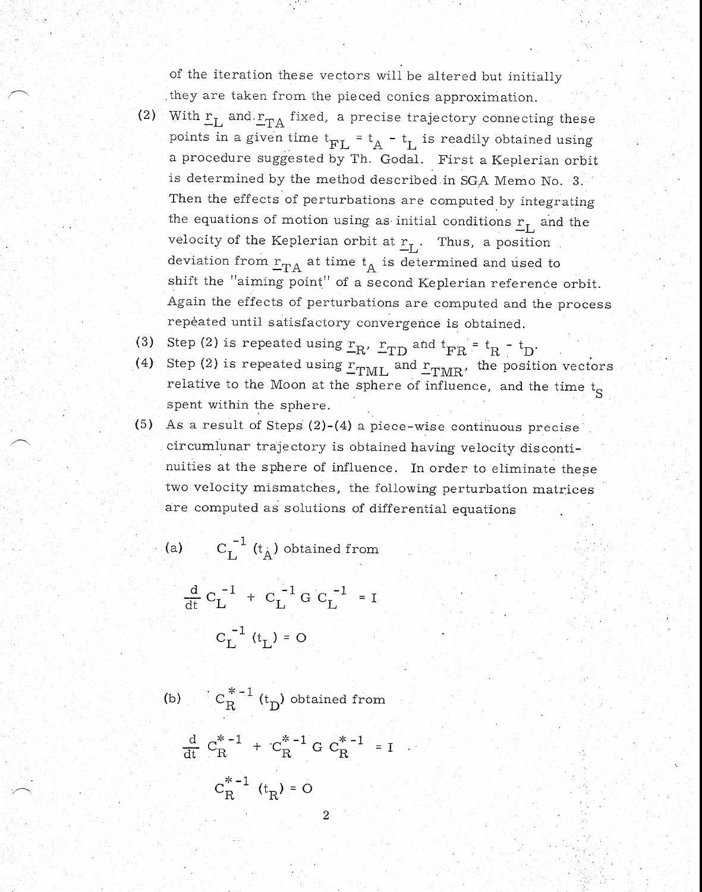of the iteration these vectors will be altered but initially they are taken from the pieced conics approximation.

(2) With $\underline{r}_L$ and $\underline{r}_{TA}$ fixed, a precise trajectory connecting these points in a given time $t_{FL} = t_A - t_L$ is readily obtained using a procedure suggested by Th. Godal. First a Keplerian orbit is determined by the method described in SGA Memo No. 3. Then the effects of perturbations are computed by integrating the equations of motion using as initial conditions $\underline{r}_L$ and the velocity of the Keplerian orbit at $\underline{r}_L$. Thus, a position deviation from $\underline{r}_{TA}$ at time $t_A$ is determined and used to shift the "aiming point" of a second Keplerian reference orbit. Again the effects of perturbations are computed and the process repeated until satisfactory convergence is obtained.

(3) Step (2) is repeated using $\underline{r}_R$, $\underline{r}_{TD}$ and $t_{FR} = t_R - t_D$.

(4) Step (2) is repeated using $\underline{r}_{TML}$ and $\underline{r}_{TMR}$, the position vectors relative to the Moon at the sphere of influence, and the time $t_S$ spent within the sphere.

(5) As a result of Steps (2)-(4) a piece-wise continuous precise circumlunar trajectory is obtained having velocity discontinuities at the sphere of influence. In order to eliminate these two velocity mismatches, the following perturbation matrices are computed as solutions of differential equations

(a) $C_L^{-1}(t_A)$ obtained from

$$\frac{d}{dt} C_L^{-1} + C_L^{-1} G \, C_L^{-1} = I$$

$$C_L^{-1}(t_L) = O$$

(b) $C_R^{*-1}(t_D)$ obtained from

$$\frac{d}{dt} C_R^{*-1} + C_R^{*-1} G \, C_R^{*-1} = I$$

$$C_R^{*-1}(t_R) = O$$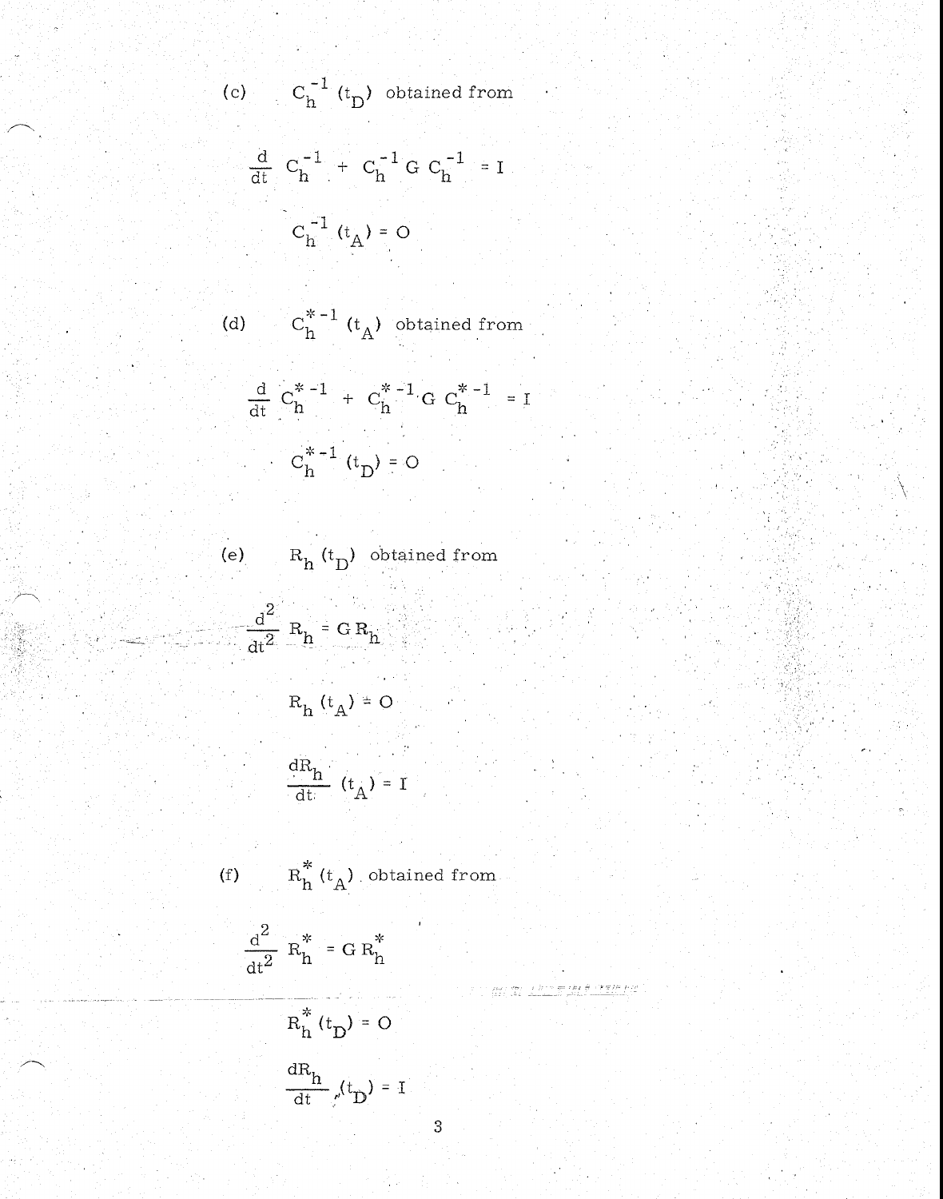(c) $C_h^{-1}(t_D)$ obtained from

$$\frac{d}{dt} C_h^{-1} + C_h^{-1} G \, C_h^{-1} = I$$

$$C_h^{-1}(t_A) = O$$

(d) $C_h^{*-1}(t_A)$ obtained from

$$\frac{d}{dt} C_h^{*-1} + C_h^{*-1} G \, C_h^{*-1} = I$$

$$C_h^{*-1}(t_D) = O$$

(e) $R_h(t_D)$ obtained from

$$\frac{d^2}{dt^2} R_h = G \, R_h$$

$$R_h(t_A) = O$$

$$\frac{dR_h}{dt}(t_A) = I$$

(f) $R_h^*(t_A)$ obtained from

$$\frac{d^2}{dt^2} R_h^* = G \, R_h^*$$

$$R_h^*(t_D) = O$$

$$\frac{dR_h}{dt}(t_D) = I$$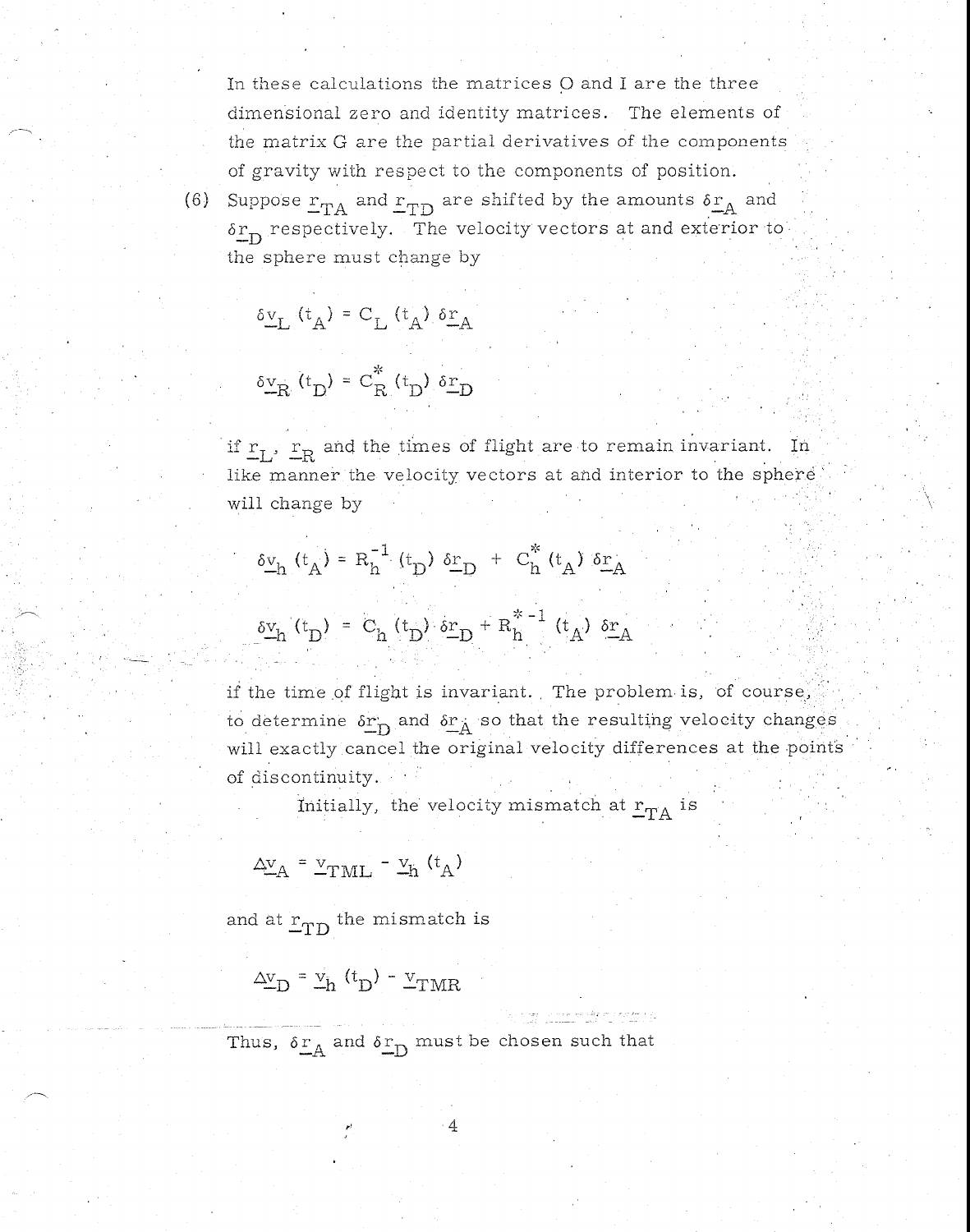In these calculations the matrices O and I are the three dimensional zero and identity matrices. The elements of the matrix G are the partial derivatives of the components of gravity with respect to the components of position.

(6) Suppose $\underline{r}_{TA}$ and $\underline{r}_{TD}$ are shifted by the amounts $\delta\underline{r}_A$ and $\delta\underline{r}_D$ respectively. The velocity vectors at and exterior to the sphere must change by

$$\delta\underline{v}_L(t_A) = C_L(t_A)\,\delta\underline{r}_A$$

$$\delta\underline{v}_R(t_D) = C_R^*(t_D)\,\delta\underline{r}_D$$

if $\underline{r}_L$, $\underline{r}_R$ and the times of flight are to remain invariant. In like manner the velocity vectors at and interior to the sphere will change by

$$\delta\underline{v}_h(t_A) = R_h^{-1}(t_D)\,\delta\underline{r}_D + C_h^*(t_A)\,\delta\underline{r}_A$$

$$\delta\underline{v}_h(t_D) = C_h(t_D)\,\delta\underline{r}_D + R_h^{*-1}(t_A)\,\delta\underline{r}_A$$

if the time of flight is invariant. The problem is, of course, to determine $\delta\underline{r}_D$ and $\delta\underline{r}_A$ so that the resulting velocity changes will exactly cancel the original velocity differences at the points of discontinuity.

Initially, the velocity mismatch at $\underline{r}_{TA}$ is

$$\Delta\underline{v}_A = \underline{v}_{TML} - \underline{v}_h(t_A)$$

and at $\underline{r}_{TD}$ the mismatch is

$$\Delta\underline{v}_D = \underline{v}_h(t_D) - \underline{v}_{TMR}$$

Thus, $\delta\underline{r}_A$ and $\delta\underline{r}_D$ must be chosen such that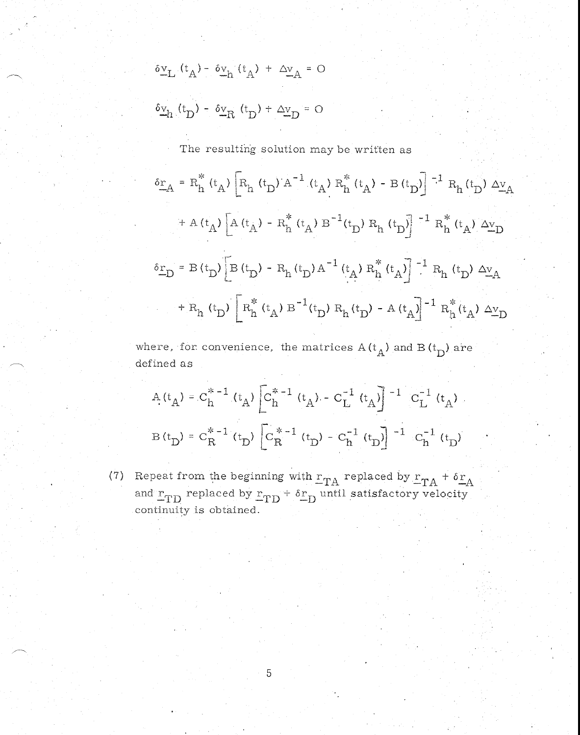$$\delta \underline{v}_L (t_A) - \delta \underline{v}_h (t_A) + \Delta \underline{v}_A = O$$

$$\delta \underline{v}_h (t_D) - \delta \underline{v}_R (t_D) + \Delta \underline{v}_D = O$$

The resulting solution may be written as

$$\delta \underline{r}_A = R_h^* (t_A) \left[ R_h (t_D) A^{-1} (t_A) R_h^* (t_A) - B (t_D) \right]^{-1} R_h (t_D) \Delta \underline{v}_A$$

$$+ A (t_A) \left[ A (t_A) - R_h^* (t_A) B^{-1} (t_D) R_h (t_D) \right]^{-1} R_h^* (t_A) \Delta \underline{v}_D$$

$$\delta \underline{r}_D = B (t_D) \left[ B (t_D) - R_h (t_D) A^{-1} (t_A) R_h^* (t_A) \right]^{-1} R_h (t_D) \Delta \underline{v}_A$$

$$+ R_h (t_D) \left[ R_h^* (t_A) B^{-1} (t_D) R_h (t_D) - A (t_A) \right]^{-1} R_h^* (t_A) \Delta \underline{v}_D$$

where, for convenience, the matrices $A (t_A)$ and $B (t_D)$ are defined as

$$A (t_A) = C_h^{*-1} (t_A) \left[ C_h^{*-1} (t_A) - C_L^{-1} (t_A) \right]^{-1} C_L^{-1} (t_A)$$

$$B (t_D) = C_R^{*-1} (t_D) \left[ C_R^{*-1} (t_D) - C_h^{-1} (t_D) \right]^{-1} C_h^{-1} (t_D)$$

(7) Repeat from the beginning with $\underline{r}_{TA}$ replaced by $\underline{r}_{TA} + \delta \underline{r}_A$ and $\underline{r}_{TD}$ replaced by $\underline{r}_{TD} + \delta \underline{r}_D$ until satisfactory velocity continuity is obtained.